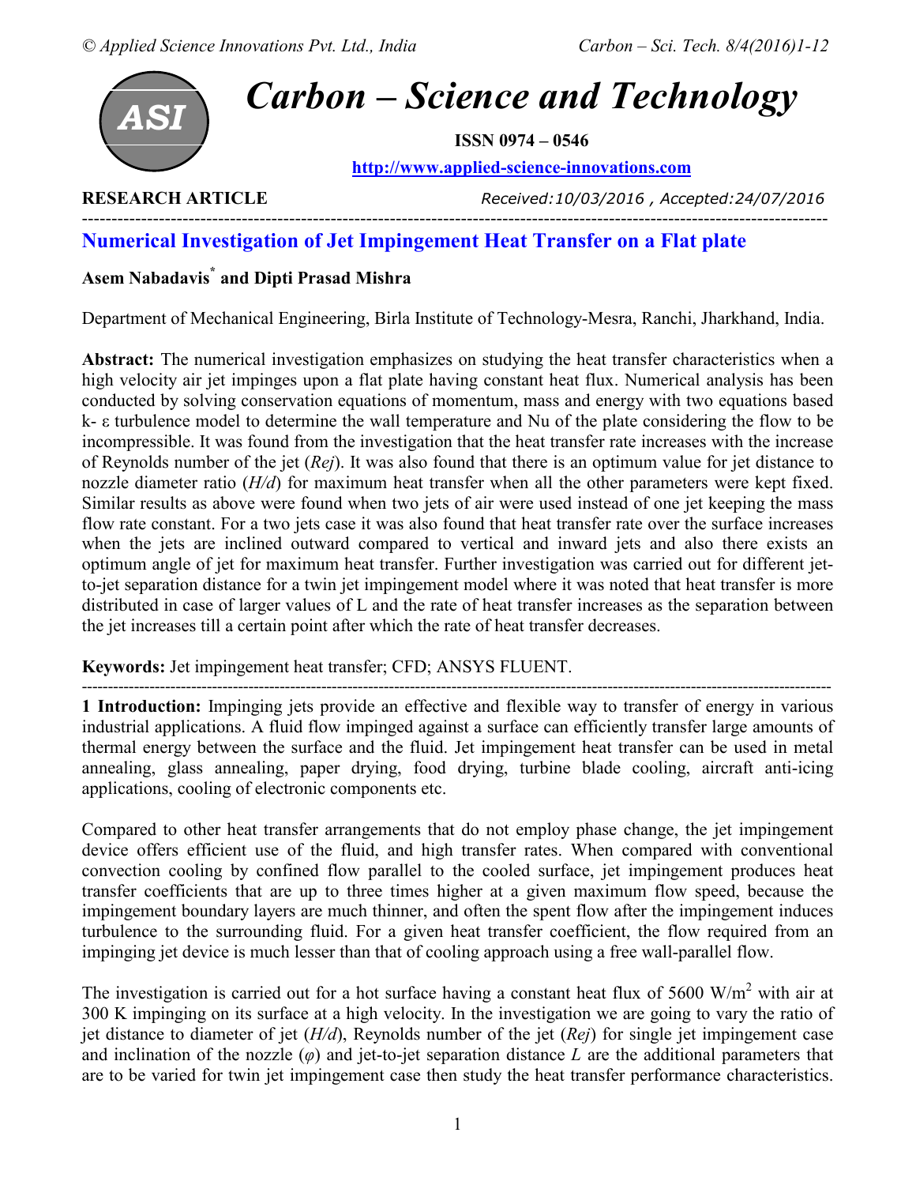**RESEARCH ARTICLE** *Received:10/03/2016 , Accepted:24/07/2016*

# Numerical Investigation of Jet Impingement Heat Transfer on a Flat plate

**Asem Nabadavis**[*] **and Dipti Prasad Mishra**

Department of Mechanical Engineering, Birla Institute of Technology-Mesra, Ranchi, Jharkhand, India.

**Abstract:** The numerical investigation emphasizes on studying the heat transfer characteristics when a high velocity air jet impinges upon a flat plate having constant heat flux. Numerical analysis has been conducted by solving conservation equations of momentum, mass and energy with two equations based k- ε turbulence model to determine the wall temperature and Nu of the plate considering the flow to be incompressible. It was found from the investigation that the heat transfer rate increases with the increase of Reynolds number of the jet (*Rej*). It was also found that there is an optimum value for jet distance to nozzle diameter ratio (*H/d*) for maximum heat transfer when all the other parameters were kept fixed. Similar results as above were found when two jets of air were used instead of one jet keeping the mass flow rate constant. For a two jets case it was also found that heat transfer rate over the surface increases when the jets are inclined outward compared to vertical and inward jets and also there exists an optimum angle of jet for maximum heat transfer. Further investigation was carried out for different jet-to-jet separation distance for a twin jet impingement model where it was noted that heat transfer is more distributed in case of larger values of L and the rate of heat transfer increases as the separation between the jet increases till a certain point after which the rate of heat transfer decreases.

**Keywords:** Jet impingement heat transfer; CFD; ANSYS FLUENT.

**1 Introduction:** Impinging jets provide an effective and flexible way to transfer of energy in various industrial applications. A fluid flow impinged against a surface can efficiently transfer large amounts of thermal energy between the surface and the fluid. Jet impingement heat transfer can be used in metal annealing, glass annealing, paper drying, food drying, turbine blade cooling, aircraft anti-icing applications, cooling of electronic components etc.

Compared to other heat transfer arrangements that do not employ phase change, the jet impingement device offers efficient use of the fluid, and high transfer rates. When compared with conventional convection cooling by confined flow parallel to the cooled surface, jet impingement produces heat transfer coefficients that are up to three times higher at a given maximum flow speed, because the impingement boundary layers are much thinner, and often the spent flow after the impingement induces turbulence to the surrounding fluid. For a given heat transfer coefficient, the flow required from an impinging jet device is much lesser than that of cooling approach using a free wall-parallel flow.

The investigation is carried out for a hot surface having a constant heat flux of 5600 W/m$^2$ with air at 300 K impinging on its surface at a high velocity. In the investigation we are going to vary the ratio of jet distance to diameter of jet (*H/d*), Reynolds number of the jet (*Rej*) for single jet impingement case and inclination of the nozzle (*φ*) and jet-to-jet separation distance *L* are the additional parameters that are to be varied for twin jet impingement case then study the heat transfer performance characteristics.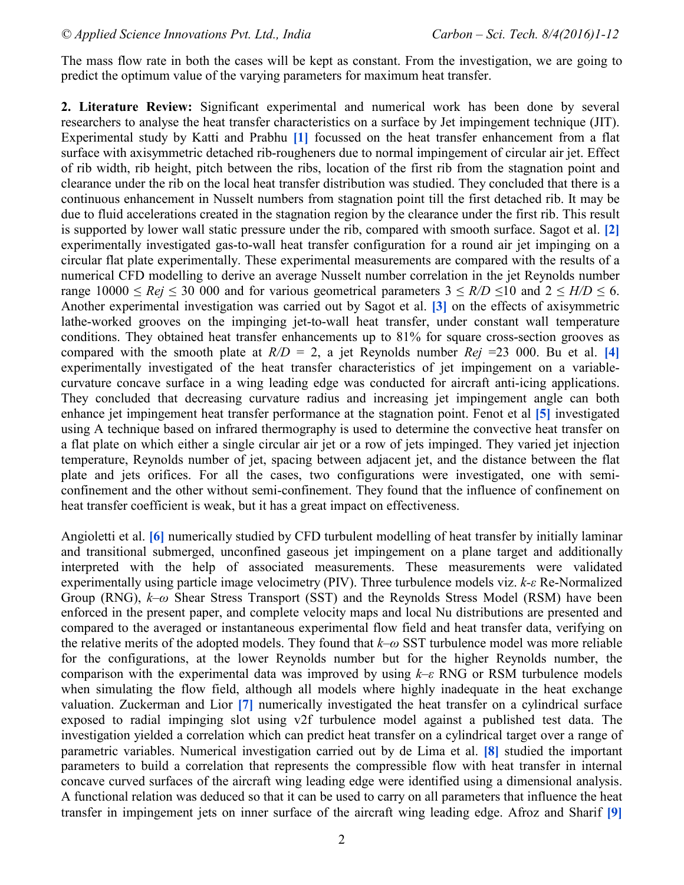The mass flow rate in both the cases will be kept as constant. From the investigation, we are going to predict the optimum value of the varying parameters for maximum heat transfer.

**2. Literature Review:** Significant experimental and numerical work has been done by several researchers to analyse the heat transfer characteristics on a surface by Jet impingement technique (JIT). Experimental study by Katti and Prabhu **[1]** focussed on the heat transfer enhancement from a flat surface with axisymmetric detached rib-rougheners due to normal impingement of circular air jet. Effect of rib width, rib height, pitch between the ribs, location of the first rib from the stagnation point and clearance under the rib on the local heat transfer distribution was studied. They concluded that there is a continuous enhancement in Nusselt numbers from stagnation point till the first detached rib. It may be due to fluid accelerations created in the stagnation region by the clearance under the first rib. This result is supported by lower wall static pressure under the rib, compared with smooth surface. Sagot et al. **[2]** experimentally investigated gas-to-wall heat transfer configuration for a round air jet impinging on a circular flat plate experimentally. These experimental measurements are compared with the results of a numerical CFD modelling to derive an average Nusselt number correlation in the jet Reynolds number range $10000 \leq Rej \leq 30\ 000$ and for various geometrical parameters $3 \leq R/D \leq 10$ and $2 \leq H/D \leq 6$. Another experimental investigation was carried out by Sagot et al. **[3]** on the effects of axisymmetric lathe-worked grooves on the impinging jet-to-wall heat transfer, under constant wall temperature conditions. They obtained heat transfer enhancements up to 81% for square cross-section grooves as compared with the smooth plate at $R/D = 2$, a jet Reynolds number $Rej = 23\ 000$. Bu et al. **[4]** experimentally investigated of the heat transfer characteristics of jet impingement on a variable-curvature concave surface in a wing leading edge was conducted for aircraft anti-icing applications. They concluded that decreasing curvature radius and increasing jet impingement angle can both enhance jet impingement heat transfer performance at the stagnation point. Fenot et al **[5]** investigated using A technique based on infrared thermography is used to determine the convective heat transfer on a flat plate on which either a single circular air jet or a row of jets impinged. They varied jet injection temperature, Reynolds number of jet, spacing between adjacent jet, and the distance between the flat plate and jets orifices. For all the cases, two configurations were investigated, one with semi-confinement and the other without semi-confinement. They found that the influence of confinement on heat transfer coefficient is weak, but it has a great impact on effectiveness.

Angioletti et al. **[6]** numerically studied by CFD turbulent modelling of heat transfer by initially laminar and transitional submerged, unconfined gaseous jet impingement on a plane target and additionally interpreted with the help of associated measurements. These measurements were validated experimentally using particle image velocimetry (PIV). Three turbulence models viz. $k$-$\varepsilon$ Re-Normalized Group (RNG), $k$–$\omega$ Shear Stress Transport (SST) and the Reynolds Stress Model (RSM) have been enforced in the present paper, and complete velocity maps and local Nu distributions are presented and compared to the averaged or instantaneous experimental flow field and heat transfer data, verifying on the relative merits of the adopted models. They found that $k$–$\omega$ SST turbulence model was more reliable for the configurations, at the lower Reynolds number but for the higher Reynolds number, the comparison with the experimental data was improved by using $k$–$\varepsilon$ RNG or RSM turbulence models when simulating the flow field, although all models where highly inadequate in the heat exchange valuation. Zuckerman and Lior **[7]** numerically investigated the heat transfer on a cylindrical surface exposed to radial impinging slot using v2f turbulence model against a published test data. The investigation yielded a correlation which can predict heat transfer on a cylindrical target over a range of parametric variables. Numerical investigation carried out by de Lima et al. **[8]** studied the important parameters to build a correlation that represents the compressible flow with heat transfer in internal concave curved surfaces of the aircraft wing leading edge were identified using a dimensional analysis. A functional relation was deduced so that it can be used to carry on all parameters that influence the heat transfer in impingement jets on inner surface of the aircraft wing leading edge. Afroz and Sharif **[9]**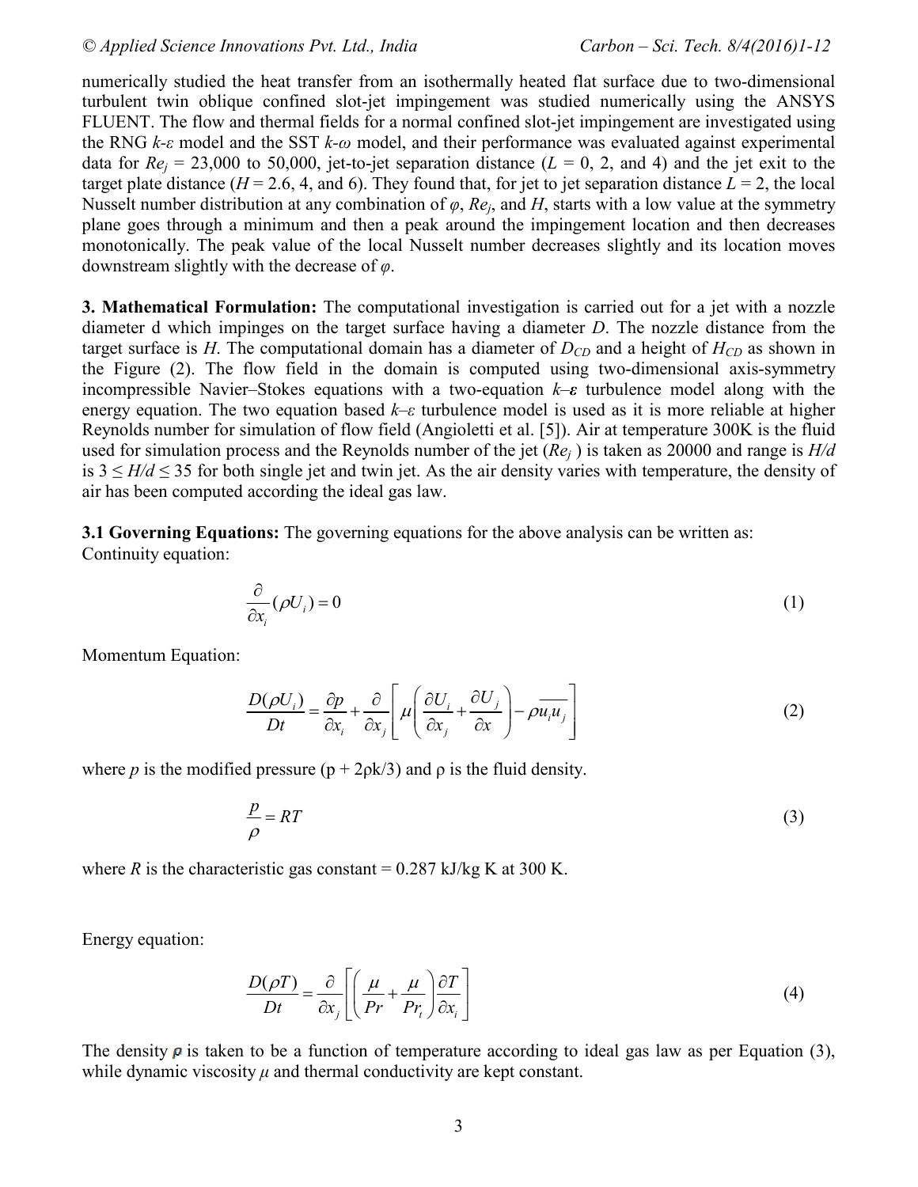numerically studied the heat transfer from an isothermally heated flat surface due to two-dimensional turbulent twin oblique confined slot-jet impingement was studied numerically using the ANSYS FLUENT. The flow and thermal fields for a normal confined slot-jet impingement are investigated using the RNG $k$-$\varepsilon$ model and the SST $k$-$\omega$ model, and their performance was evaluated against experimental data for $Re_j$ = 23,000 to 50,000, jet-to-jet separation distance ($L$ = 0, 2, and 4) and the jet exit to the target plate distance ($H$ = 2.6, 4, and 6). They found that, for jet to jet separation distance $L$ = 2, the local Nusselt number distribution at any combination of $\varphi$, $Re_j$, and $H$, starts with a low value at the symmetry plane goes through a minimum and then a peak around the impingement location and then decreases monotonically. The peak value of the local Nusselt number decreases slightly and its location moves downstream slightly with the decrease of $\varphi$.

**3. Mathematical Formulation:** The computational investigation is carried out for a jet with a nozzle diameter d which impinges on the target surface having a diameter $D$. The nozzle distance from the target surface is $H$. The computational domain has a diameter of $D_{CD}$ and a height of $H_{CD}$ as shown in the Figure (2). The flow field in the domain is computed using two-dimensional axis-symmetry incompressible Navier–Stokes equations with a two-equation $k$–$\varepsilon$ turbulence model along with the energy equation. The two equation based $k$–$\varepsilon$ turbulence model is used as it is more reliable at higher Reynolds number for simulation of flow field (Angioletti et al. [5]). Air at temperature 300K is the fluid used for simulation process and the Reynolds number of the jet ($Re_j$) is taken as 20000 and range is $3 \le H/d \le 35$ for both single jet and twin jet. As the air density varies with temperature, the density of air has been computed according the ideal gas law.

**3.1 Governing Equations:** The governing equations for the above analysis can be written as:
Continuity equation:

$$\frac{\partial}{\partial x_i}(\rho U_i) = 0 \tag{1}$$

Momentum Equation:

$$\frac{D(\rho U_i)}{Dt} = \frac{\partial p}{\partial x_i} + \frac{\partial}{\partial x_j}\left[ \mu \left( \frac{\partial U_i}{\partial x_j} + \frac{\partial U_j}{\partial x} \right) - \rho \overline{u_i u_j} \right] \tag{2}$$

where $p$ is the modified pressure ($p + 2\rho k/3$) and $\rho$ is the fluid density.

$$\frac{p}{\rho} = RT \tag{3}$$

where $R$ is the characteristic gas constant = 0.287 kJ/kg K at 300 K.

Energy equation:

$$\frac{D(\rho T)}{Dt} = \frac{\partial}{\partial x_j}\left[ \left( \frac{\mu}{Pr} + \frac{\mu}{Pr_t} \right) \frac{\partial T}{\partial x_i} \right] \tag{4}$$

The density $\rho$ is taken to be a function of temperature according to ideal gas law as per Equation (3), while dynamic viscosity $\mu$ and thermal conductivity are kept constant.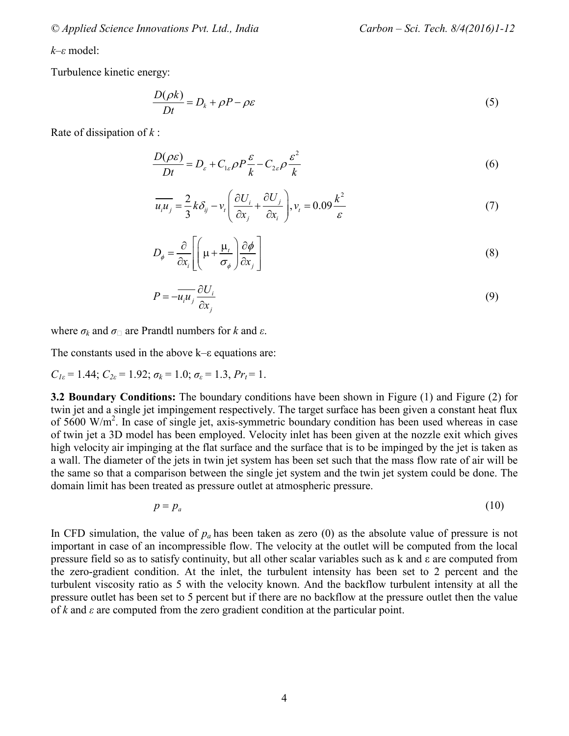*k–ε* model:

Turbulence kinetic energy:

$$\frac{D(\rho k)}{Dt} = D_k + \rho P - \rho \varepsilon \tag{5}$$

Rate of dissipation of *k* :

$$\frac{D(\rho \varepsilon)}{Dt} = D_\varepsilon + C_{1\varepsilon} \rho P \frac{\varepsilon}{k} - C_{2\varepsilon} \rho \frac{\varepsilon^2}{k} \tag{6}$$

$$\overline{u_i u_j} = \frac{2}{3} k \delta_{ij} - v_t \left( \frac{\partial U_i}{\partial x_j} + \frac{\partial U_j}{\partial x_i} \right), v_t = 0.09 \frac{k^2}{\varepsilon} \tag{7}$$

$$D_\phi = \frac{\partial}{\partial x_i} \left[ \left( \mu + \frac{\mu_t}{\sigma_\phi} \right) \frac{\partial \phi}{\partial x_j} \right] \tag{8}$$

$$P = -\overline{u_i u_j} \frac{\partial U_i}{\partial x_j} \tag{9}$$

where $\sigma_k$ and $\sigma_{\varepsilon}$ are Prandtl numbers for *k* and *ε*.

The constants used in the above k–ε equations are:

$C_{1\varepsilon} = 1.44$; $C_{2\varepsilon} = 1.92$; $\sigma_k = 1.0$; $\sigma_\varepsilon = 1.3$, $Pr_t = 1$.

**3.2 Boundary Conditions:** The boundary conditions have been shown in Figure (1) and Figure (2) for twin jet and a single jet impingement respectively. The target surface has been given a constant heat flux of 5600 W/m$^2$. In case of single jet, axis-symmetric boundary condition has been used whereas in case of twin jet a 3D model has been employed. Velocity inlet has been given at the nozzle exit which gives high velocity air impinging at the flat surface and the surface that is to be impinged by the jet is taken as a wall. The diameter of the jets in twin jet system has been set such that the mass flow rate of air will be the same so that a comparison between the single jet system and the twin jet system could be done. The domain limit has been treated as pressure outlet at atmospheric pressure.

$$p = p_a \tag{10}$$

In CFD simulation, the value of $p_a$ has been taken as zero (0) as the absolute value of pressure is not important in case of an incompressible flow. The velocity at the outlet will be computed from the local pressure field so as to satisfy continuity, but all other scalar variables such as k and ε are computed from the zero-gradient condition. At the inlet, the turbulent intensity has been set to 2 percent and the turbulent viscosity ratio as 5 with the velocity known. And the backflow turbulent intensity at all the pressure outlet has been set to 5 percent but if there are no backflow at the pressure outlet then the value of *k* and *ε* are computed from the zero gradient condition at the particular point.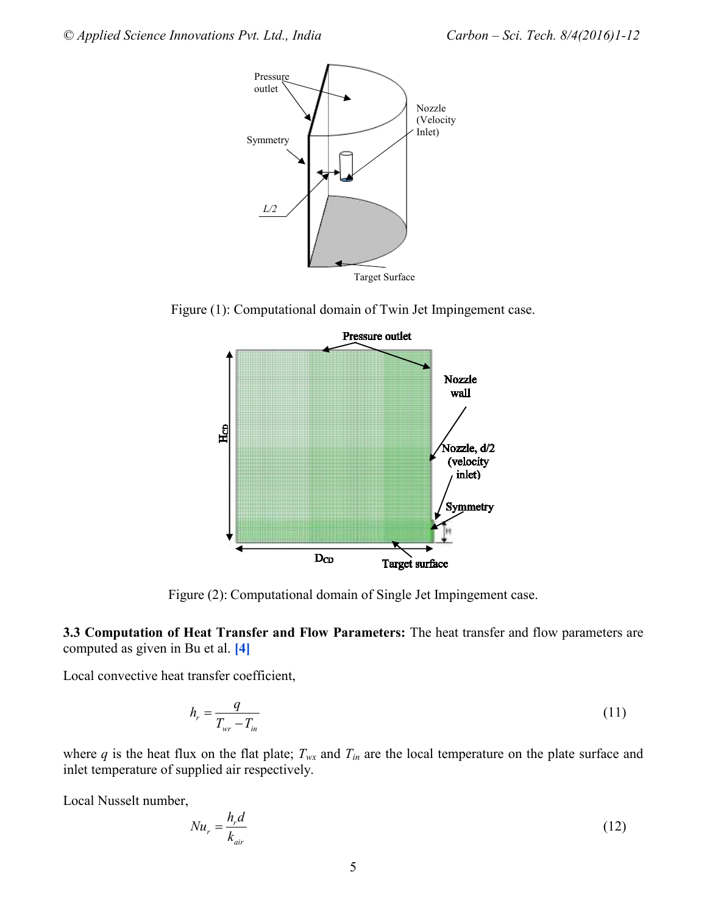Figure (1): Computational domain of Twin Jet Impingement case.

Figure (2): Computational domain of Single Jet Impingement case.

**3.3 Computation of Heat Transfer and Flow Parameters:** The heat transfer and flow parameters are computed as given in Bu et al. [4]

Local convective heat transfer coefficient,

$$h_r = \frac{q}{T_{wr} - T_{in}} \tag{11}$$

where $q$ is the heat flux on the flat plate; $T_{wx}$ and $T_{in}$ are the local temperature on the plate surface and inlet temperature of supplied air respectively.

Local Nusselt number,

$$Nu_r = \frac{h_r d}{k_{air}} \tag{12}$$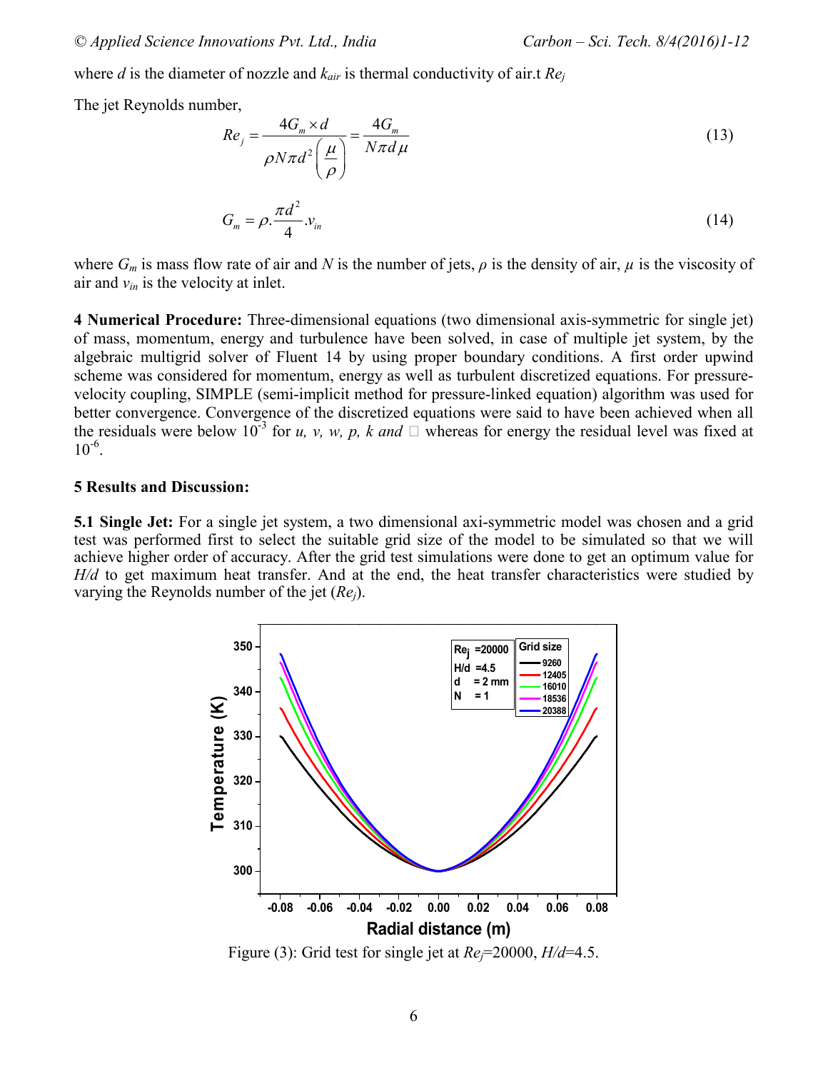where $d$ is the diameter of nozzle and $k_{air}$ is thermal conductivity of air.t $Re_j$

The jet Reynolds number,

$$Re_j = \frac{4G_m \times d}{\rho N \pi d^2 \left(\frac{\mu}{\rho}\right)} = \frac{4G_m}{N \pi d \mu} \tag{13}$$

$$G_m = \rho . \frac{\pi d^2}{4} . v_{in} \tag{14}$$

where $G_m$ is mass flow rate of air and $N$ is the number of jets, $\rho$ is the density of air, $\mu$ is the viscosity of air and $v_{in}$ is the velocity at inlet.

**4 Numerical Procedure:** Three-dimensional equations (two dimensional axis-symmetric for single jet) of mass, momentum, energy and turbulence have been solved, in case of multiple jet system, by the algebraic multigrid solver of Fluent 14 by using proper boundary conditions. A first order upwind scheme was considered for momentum, energy as well as turbulent discretized equations. For pressure-velocity coupling, SIMPLE (semi-implicit method for pressure-linked equation) algorithm was used for better convergence. Convergence of the discretized equations were said to have been achieved when all the residuals were below $10^{-3}$ for $u, v, w, p, k$ *and* □ whereas for energy the residual level was fixed at $10^{-6}$.

**5 Results and Discussion:**

**5.1 Single Jet:** For a single jet system, a two dimensional axi-symmetric model was chosen and a grid test was performed first to select the suitable grid size of the model to be simulated so that we will achieve higher order of accuracy. After the grid test simulations were done to get an optimum value for $H/d$ to get maximum heat transfer. And at the end, the heat transfer characteristics were studied by varying the Reynolds number of the jet ($Re_j$).

Figure (3): Grid test for single jet at $Re_j$=20000, $H/d$=4.5.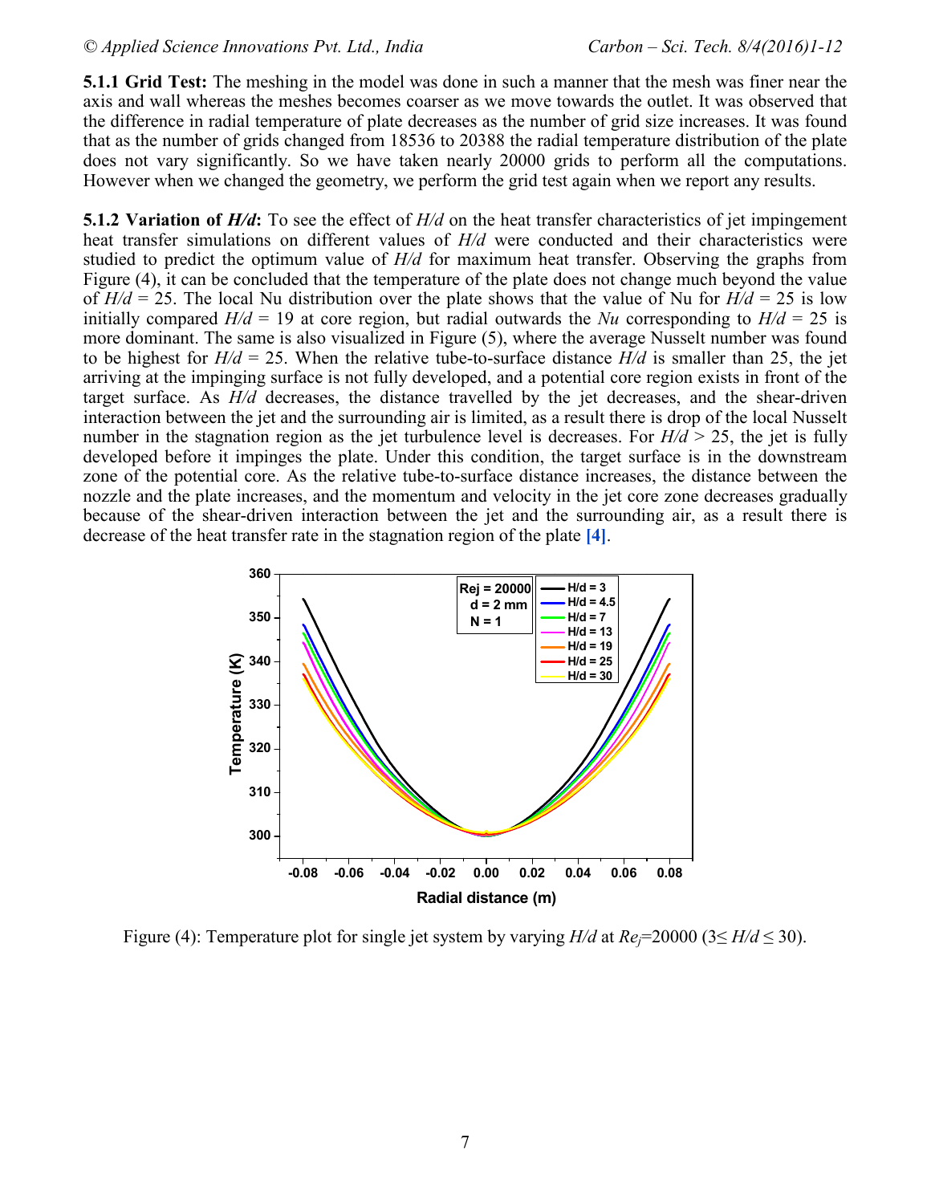**5.1.1 Grid Test:** The meshing in the model was done in such a manner that the mesh was finer near the axis and wall whereas the meshes becomes coarser as we move towards the outlet. It was observed that the difference in radial temperature of plate decreases as the number of grid size increases. It was found that as the number of grids changed from 18536 to 20388 the radial temperature distribution of the plate does not vary significantly. So we have taken nearly 20000 grids to perform all the computations. However when we changed the geometry, we perform the grid test again when we report any results.

**5.1.2 Variation of *H/d*:** To see the effect of *H/d* on the heat transfer characteristics of jet impingement heat transfer simulations on different values of *H/d* were conducted and their characteristics were studied to predict the optimum value of *H/d* for maximum heat transfer. Observing the graphs from Figure (4), it can be concluded that the temperature of the plate does not change much beyond the value of $H/d$ = 25. The local Nu distribution over the plate shows that the value of Nu for $H/d$ = 25 is low initially compared $H/d$ = 19 at core region, but radial outwards the *Nu* corresponding to $H/d$ = 25 is more dominant. The same is also visualized in Figure (5), where the average Nusselt number was found to be highest for $H/d$ = 25. When the relative tube-to-surface distance *H/d* is smaller than 25, the jet arriving at the impinging surface is not fully developed, and a potential core region exists in front of the target surface. As *H/d* decreases, the distance travelled by the jet decreases, and the shear-driven interaction between the jet and the surrounding air is limited, as a result there is drop of the local Nusselt number in the stagnation region as the jet turbulence level is decreases. For $H/d > 25$, the jet is fully developed before it impinges the plate. Under this condition, the target surface is in the downstream zone of the potential core. As the relative tube-to-surface distance increases, the distance between the nozzle and the plate increases, and the momentum and velocity in the jet core zone decreases gradually because of the shear-driven interaction between the jet and the surrounding air, as a result there is decrease of the heat transfer rate in the stagnation region of the plate [4].

Figure (4): Temperature plot for single jet system by varying *H/d* at $Re_j$=20000 ($3 \leq H/d \leq 30$).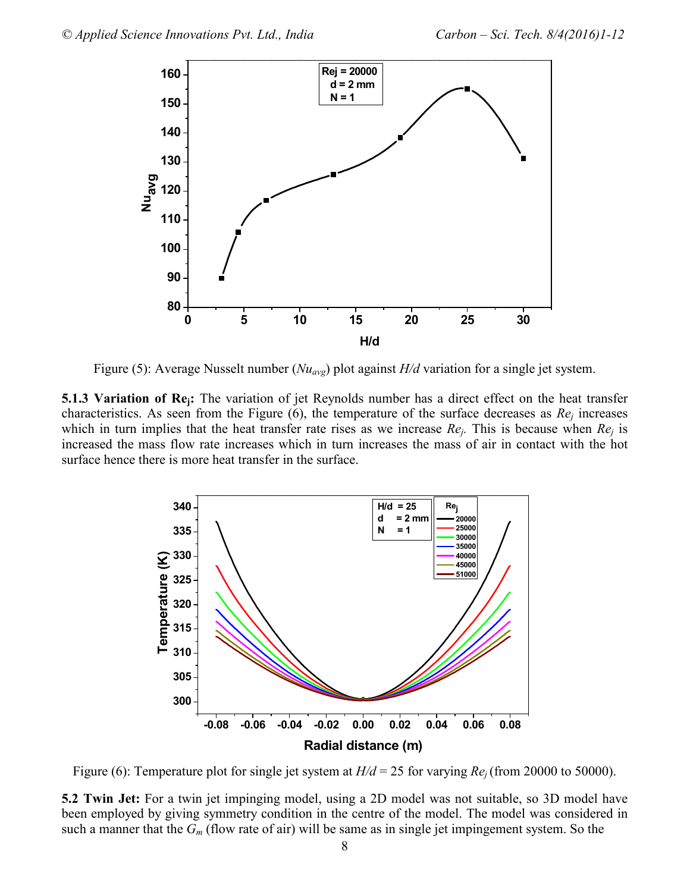Figure (5): Average Nusselt number ($Nu_{avg}$) plot against $H/d$ variation for a single jet system.

**5.1.3 Variation of $Re_j$:** The variation of jet Reynolds number has a direct effect on the heat transfer characteristics. As seen from the Figure (6), the temperature of the surface decreases as $Re_j$ increases which in turn implies that the heat transfer rate rises as we increase $Re_j$. This is because when $Re_j$ is increased the mass flow rate increases which in turn increases the mass of air in contact with the hot surface hence there is more heat transfer in the surface.

Figure (6): Temperature plot for single jet system at $H/d$ = 25 for varying $Re_j$ (from 20000 to 50000).

**5.2 Twin Jet:** For a twin jet impinging model, using a 2D model was not suitable, so 3D model have been employed by giving symmetry condition in the centre of the model. The model was considered in such a manner that the $G_m$ (flow rate of air) will be same as in single jet impingement system. So the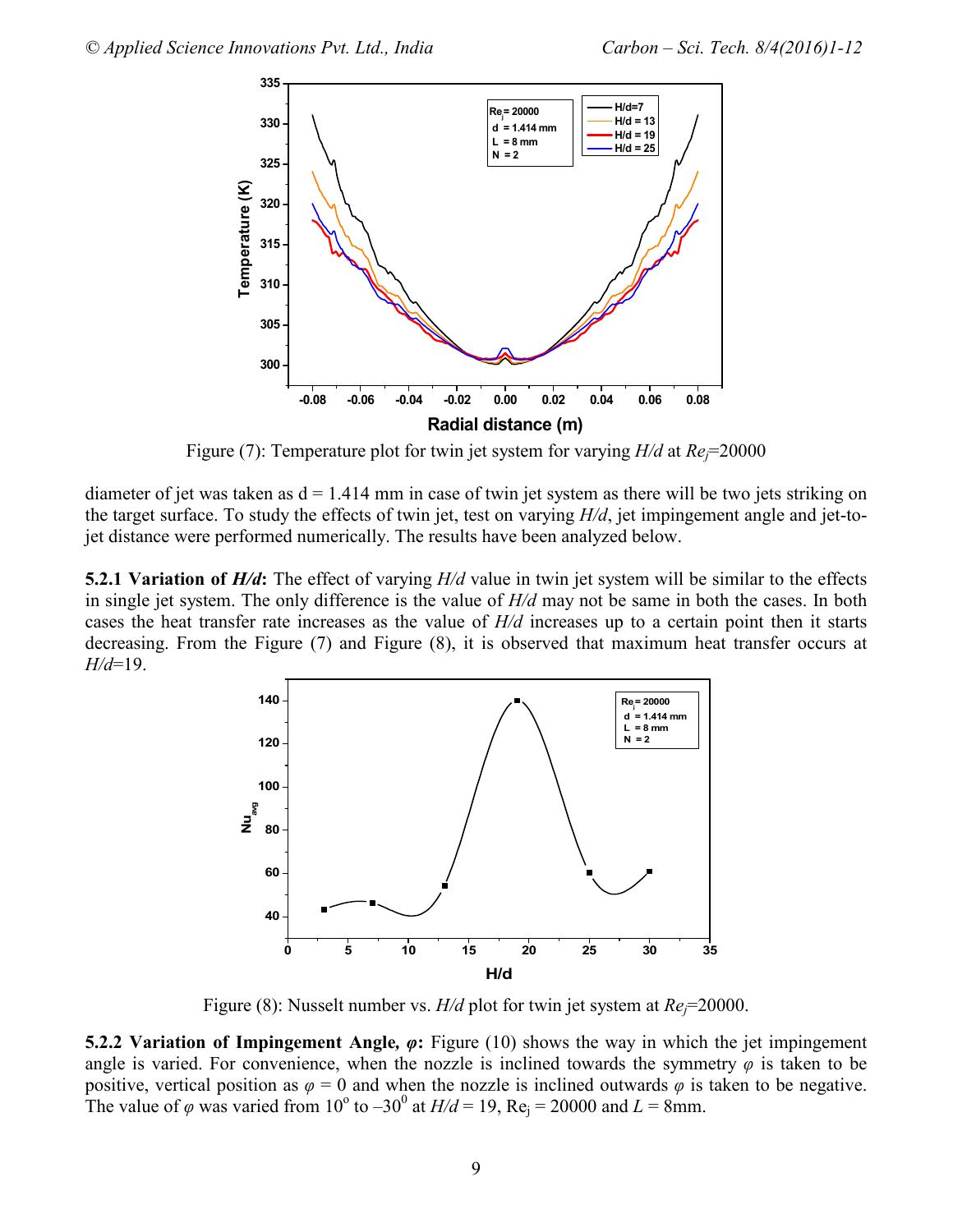Figure (7): Temperature plot for twin jet system for varying *H/d* at $Re_j$=20000

diameter of jet was taken as d = 1.414 mm in case of twin jet system as there will be two jets striking on the target surface. To study the effects of twin jet, test on varying *H/d*, jet impingement angle and jet-to-jet distance were performed numerically. The results have been analyzed below.

**5.2.1 Variation of *H/d*:** The effect of varying *H/d* value in twin jet system will be similar to the effects in single jet system. The only difference is the value of *H/d* may not be same in both the cases. In both cases the heat transfer rate increases as the value of *H/d* increases up to a certain point then it starts decreasing. From the Figure (7) and Figure (8), it is observed that maximum heat transfer occurs at *H/d*=19.

Figure (8): Nusselt number vs. *H/d* plot for twin jet system at $Re_j$=20000.

**5.2.2 Variation of Impingement Angle, *φ*:** Figure (10) shows the way in which the jet impingement angle is varied. For convenience, when the nozzle is inclined towards the symmetry *φ* is taken to be positive, vertical position as *φ* = 0 and when the nozzle is inclined outwards *φ* is taken to be negative. The value of *φ* was varied from $10^{o}$ to $-30^{0}$ at *H/d* = 19, $Re_j$ = 20000 and *L* = 8mm.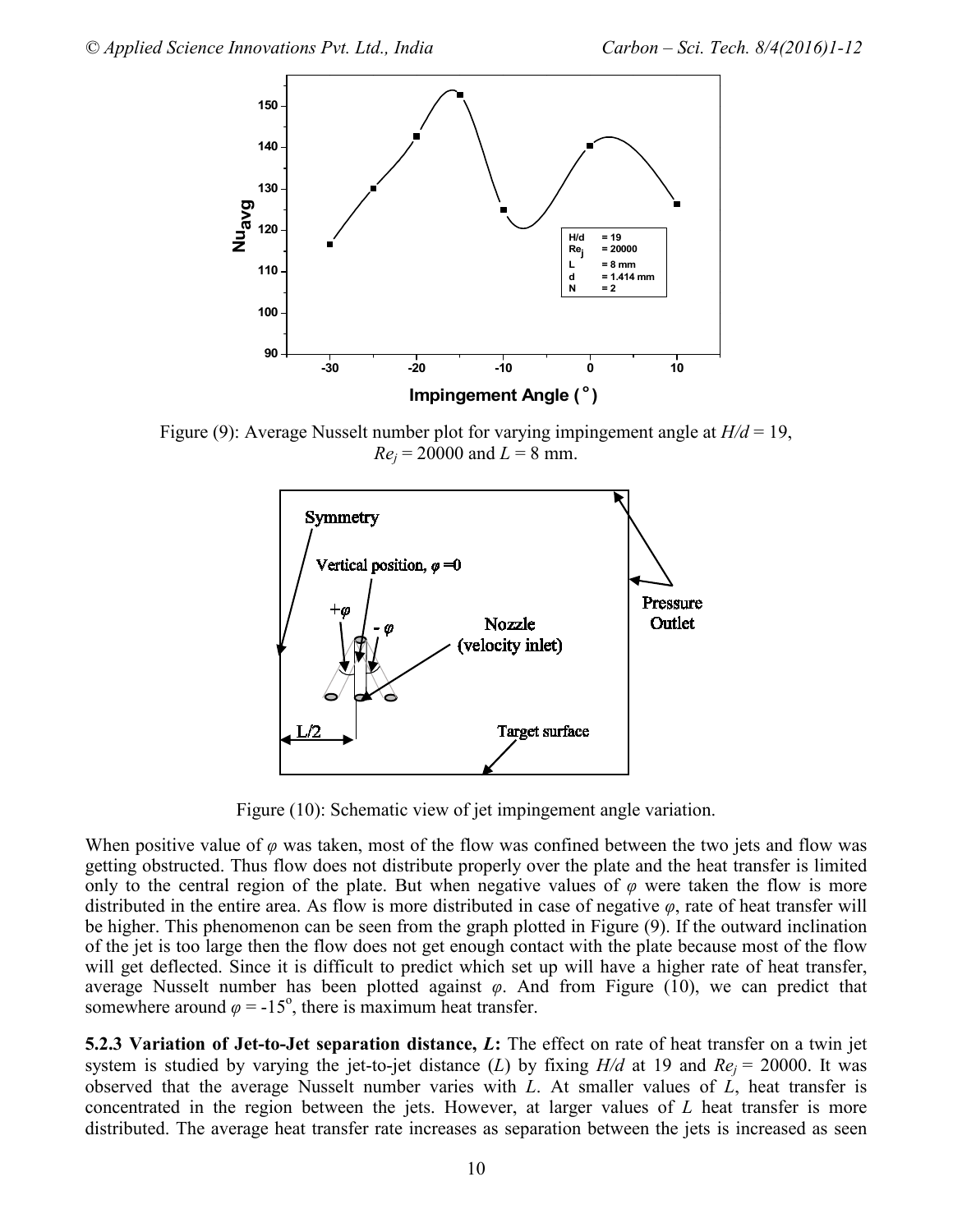Figure (9): Average Nusselt number plot for varying impingement angle at $H/d = 19$, $Re_j = 20000$ and $L = 8$ mm.

Figure (10): Schematic view of jet impingement angle variation.

When positive value of $\varphi$ was taken, most of the flow was confined between the two jets and flow was getting obstructed. Thus flow does not distribute properly over the plate and the heat transfer is limited only to the central region of the plate. But when negative values of $\varphi$ were taken the flow is more distributed in the entire area. As flow is more distributed in case of negative $\varphi$, rate of heat transfer will be higher. This phenomenon can be seen from the graph plotted in Figure (9). If the outward inclination of the jet is too large then the flow does not get enough contact with the plate because most of the flow will get deflected. Since it is difficult to predict which set up will have a higher rate of heat transfer, average Nusselt number has been plotted against $\varphi$. And from Figure (10), we can predict that somewhere around $\varphi = -15^{o}$, there is maximum heat transfer.

**5.2.3 Variation of Jet-to-Jet separation distance, *L*:** The effect on rate of heat transfer on a twin jet system is studied by varying the jet-to-jet distance ($L$) by fixing $H/d$ at 19 and $Re_j = 20000$. It was observed that the average Nusselt number varies with $L$. At smaller values of $L$, heat transfer is concentrated in the region between the jets. However, at larger values of $L$ heat transfer is more distributed. The average heat transfer rate increases as separation between the jets is increased as seen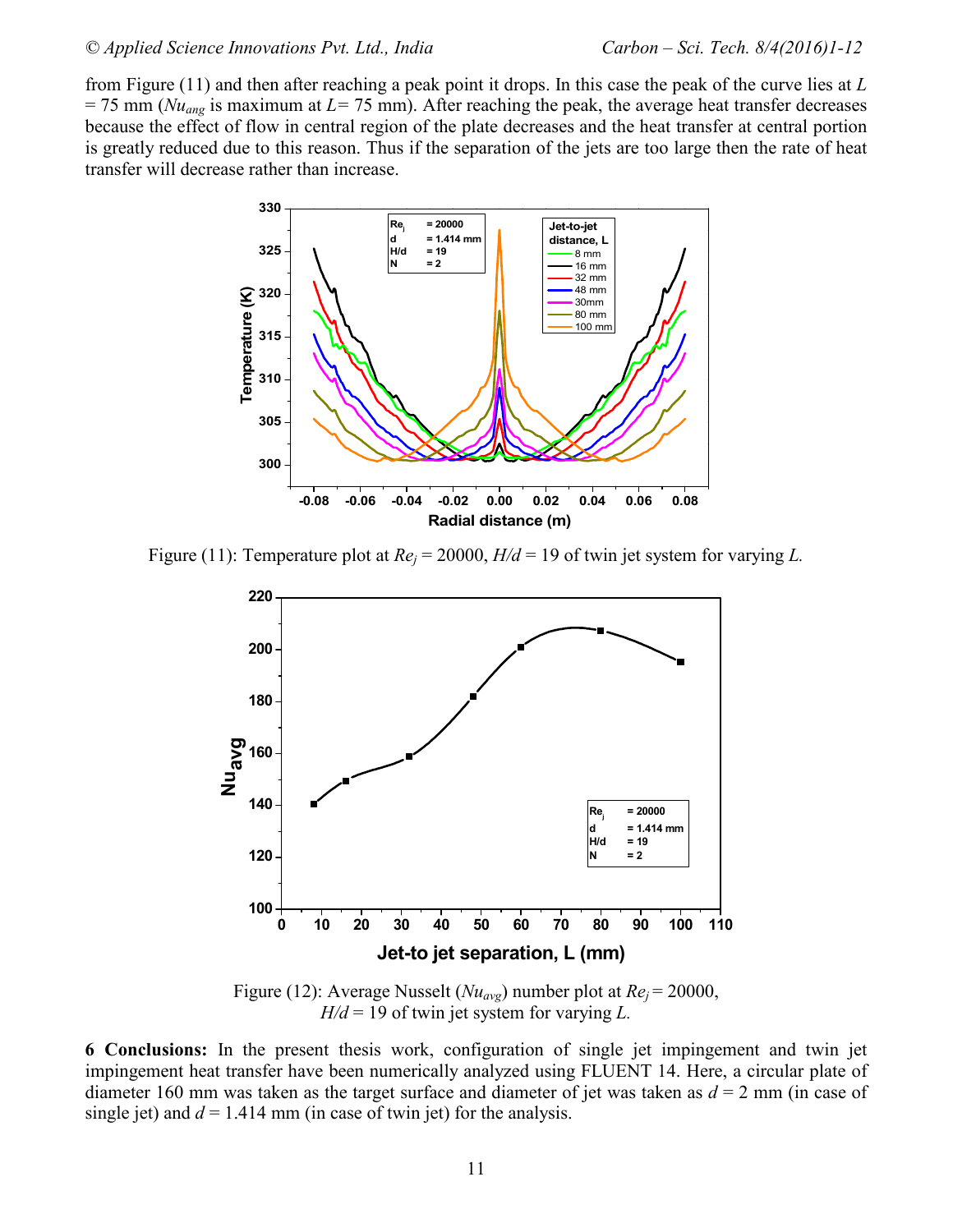from Figure (11) and then after reaching a peak point it drops. In this case the peak of the curve lies at $L$ = 75 mm ($Nu_{ang}$ is maximum at $L$= 75 mm). After reaching the peak, the average heat transfer decreases because the effect of flow in central region of the plate decreases and the heat transfer at central portion is greatly reduced due to this reason. Thus if the separation of the jets are too large then the rate of heat transfer will decrease rather than increase.

Figure (11): Temperature plot at $Re_j$ = 20000, $H/d$ = 19 of twin jet system for varying $L$.

Figure (12): Average Nusselt ($Nu_{avg}$) number plot at $Re_j$ = 20000, $H/d$ = 19 of twin jet system for varying $L$.

**6 Conclusions:** In the present thesis work, configuration of single jet impingement and twin jet impingement heat transfer have been numerically analyzed using FLUENT 14. Here, a circular plate of diameter 160 mm was taken as the target surface and diameter of jet was taken as $d$ = 2 mm (in case of single jet) and $d$ = 1.414 mm (in case of twin jet) for the analysis.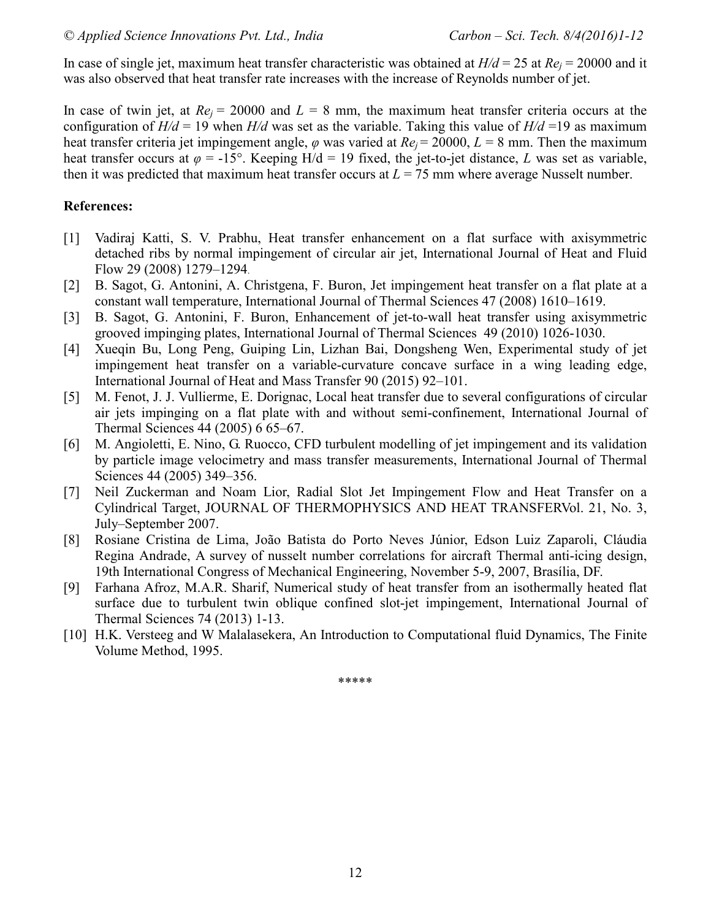In case of single jet, maximum heat transfer characteristic was obtained at $H/d = 25$ at $Re_j = 20000$ and it was also observed that heat transfer rate increases with the increase of Reynolds number of jet.

In case of twin jet, at $Re_j = 20000$ and $L = 8$ mm, the maximum heat transfer criteria occurs at the configuration of $H/d = 19$ when $H/d$ was set as the variable. Taking this value of $H/d = 19$ as maximum heat transfer criteria jet impingement angle, $\varphi$ was varied at $Re_j = 20000$, $L = 8$ mm. Then the maximum heat transfer occurs at $\varphi = -15°$. Keeping H/d = 19 fixed, the jet-to-jet distance, $L$ was set as variable, then it was predicted that maximum heat transfer occurs at $L = 75$ mm where average Nusselt number.

## References:

[1] Vadiraj Katti, S. V. Prabhu, Heat transfer enhancement on a flat surface with axisymmetric detached ribs by normal impingement of circular air jet, International Journal of Heat and Fluid Flow 29 (2008) 1279–1294.

[2] B. Sagot, G. Antonini, A. Christgena, F. Buron, Jet impingement heat transfer on a flat plate at a constant wall temperature, International Journal of Thermal Sciences 47 (2008) 1610–1619.

[3] B. Sagot, G. Antonini, F. Buron, Enhancement of jet-to-wall heat transfer using axisymmetric grooved impinging plates, International Journal of Thermal Sciences 49 (2010) 1026-1030.

[4] Xueqin Bu, Long Peng, Guiping Lin, Lizhan Bai, Dongsheng Wen, Experimental study of jet impingement heat transfer on a variable-curvature concave surface in a wing leading edge, International Journal of Heat and Mass Transfer 90 (2015) 92–101.

[5] M. Fenot, J. J. Vullierme, E. Dorignac, Local heat transfer due to several configurations of circular air jets impinging on a flat plate with and without semi-confinement, International Journal of Thermal Sciences 44 (2005) 6 65–67.

[6] M. Angioletti, E. Nino, G. Ruocco, CFD turbulent modelling of jet impingement and its validation by particle image velocimetry and mass transfer measurements, International Journal of Thermal Sciences 44 (2005) 349–356.

[7] Neil Zuckerman and Noam Lior, Radial Slot Jet Impingement Flow and Heat Transfer on a Cylindrical Target, JOURNAL OF THERMOPHYSICS AND HEAT TRANSFERVol. 21, No. 3, July–September 2007.

[8] Rosiane Cristina de Lima, João Batista do Porto Neves Júnior, Edson Luiz Zaparoli, Cláudia Regina Andrade, A survey of nusselt number correlations for aircraft Thermal anti-icing design, 19th International Congress of Mechanical Engineering, November 5-9, 2007, Brasília, DF.

[9] Farhana Afroz, M.A.R. Sharif, Numerical study of heat transfer from an isothermally heated flat surface due to turbulent twin oblique confined slot-jet impingement, International Journal of Thermal Sciences 74 (2013) 1-13.

[10] H.K. Versteeg and W Malalasekera, An Introduction to Computational fluid Dynamics, The Finite Volume Method, 1995.

*****